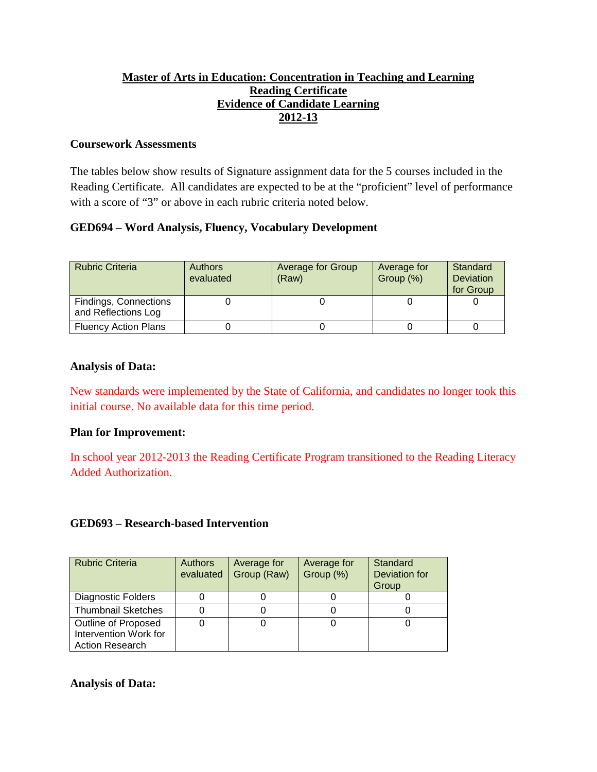# Master of Arts in Education: Concentration in Teaching and Learning
# Reading Certificate
# Evidence of Candidate Learning
# 2012-13

**Coursework Assessments**

The tables below show results of Signature assignment data for the 5 courses included in the Reading Certificate. All candidates are expected to be at the "proficient" level of performance with a score of "3" or above in each rubric criteria noted below.

**GED694 – Word Analysis, Fluency, Vocabulary Development**

| Rubric Criteria | Authors evaluated | Average for Group (Raw) | Average for Group (%) | Standard Deviation for Group |
|---|---|---|---|---|
| Findings, Connections and Reflections Log | 0 | 0 | 0 | 0 |
| Fluency Action Plans | 0 | 0 | 0 | 0 |

**Analysis of Data:**

New standards were implemented by the State of California, and candidates no longer took this initial course. No available data for this time period.

**Plan for Improvement:**

In school year 2012-2013 the Reading Certificate Program transitioned to the Reading Literacy Added Authorization.

**GED693 – Research-based Intervention**

| Rubric Criteria | Authors evaluated | Average for Group (Raw) | Average for Group (%) | Standard Deviation for Group |
|---|---|---|---|---|
| Diagnostic Folders | 0 | 0 | 0 | 0 |
| Thumbnail Sketches | 0 | 0 | 0 | 0 |
| Outline of Proposed Intervention Work for Action Research | 0 | 0 | 0 | 0 |

**Analysis of Data:**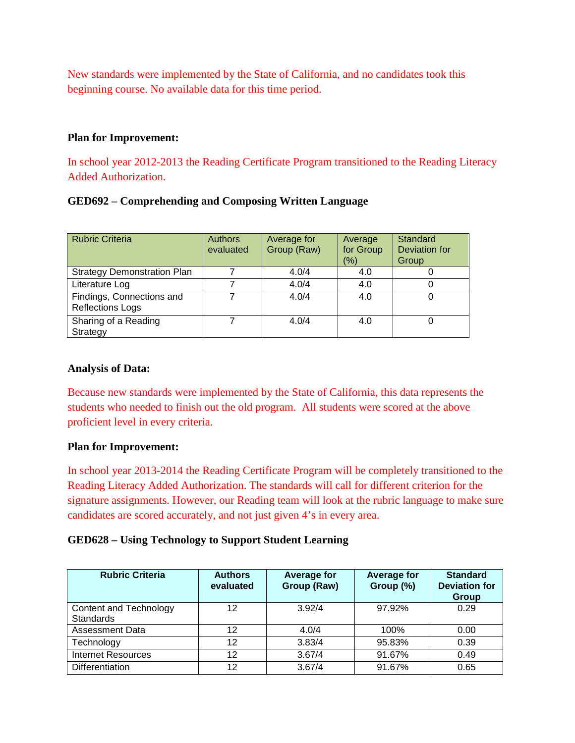New standards were implemented by the State of California, and no candidates took this beginning course. No available data for this time period.

**Plan for Improvement:**

In school year 2012-2013 the Reading Certificate Program transitioned to the Reading Literacy Added Authorization.

**GED692 – Comprehending and Composing Written Language**

| Rubric Criteria | Authors evaluated | Average for Group (Raw) | Average for Group (%) | Standard Deviation for Group |
|---|---|---|---|---|
| Strategy Demonstration Plan | 7 | 4.0/4 | 4.0 | 0 |
| Literature Log | 7 | 4.0/4 | 4.0 | 0 |
| Findings, Connections and Reflections Logs | 7 | 4.0/4 | 4.0 | 0 |
| Sharing of a Reading Strategy | 7 | 4.0/4 | 4.0 | 0 |

**Analysis of Data:**

Because new standards were implemented by the State of California, this data represents the students who needed to finish out the old program. All students were scored at the above proficient level in every criteria.

**Plan for Improvement:**

In school year 2013-2014 the Reading Certificate Program will be completely transitioned to the Reading Literacy Added Authorization. The standards will call for different criterion for the signature assignments. However, our Reading team will look at the rubric language to make sure candidates are scored accurately, and not just given 4's in every area.

**GED628 – Using Technology to Support Student Learning**

| Rubric Criteria | Authors evaluated | Average for Group (Raw) | Average for Group (%) | Standard Deviation for Group |
|---|---|---|---|---|
| Content and Technology Standards | 12 | 3.92/4 | 97.92% | 0.29 |
| Assessment Data | 12 | 4.0/4 | 100% | 0.00 |
| Technology | 12 | 3.83/4 | 95.83% | 0.39 |
| Internet Resources | 12 | 3.67/4 | 91.67% | 0.49 |
| Differentiation | 12 | 3.67/4 | 91.67% | 0.65 |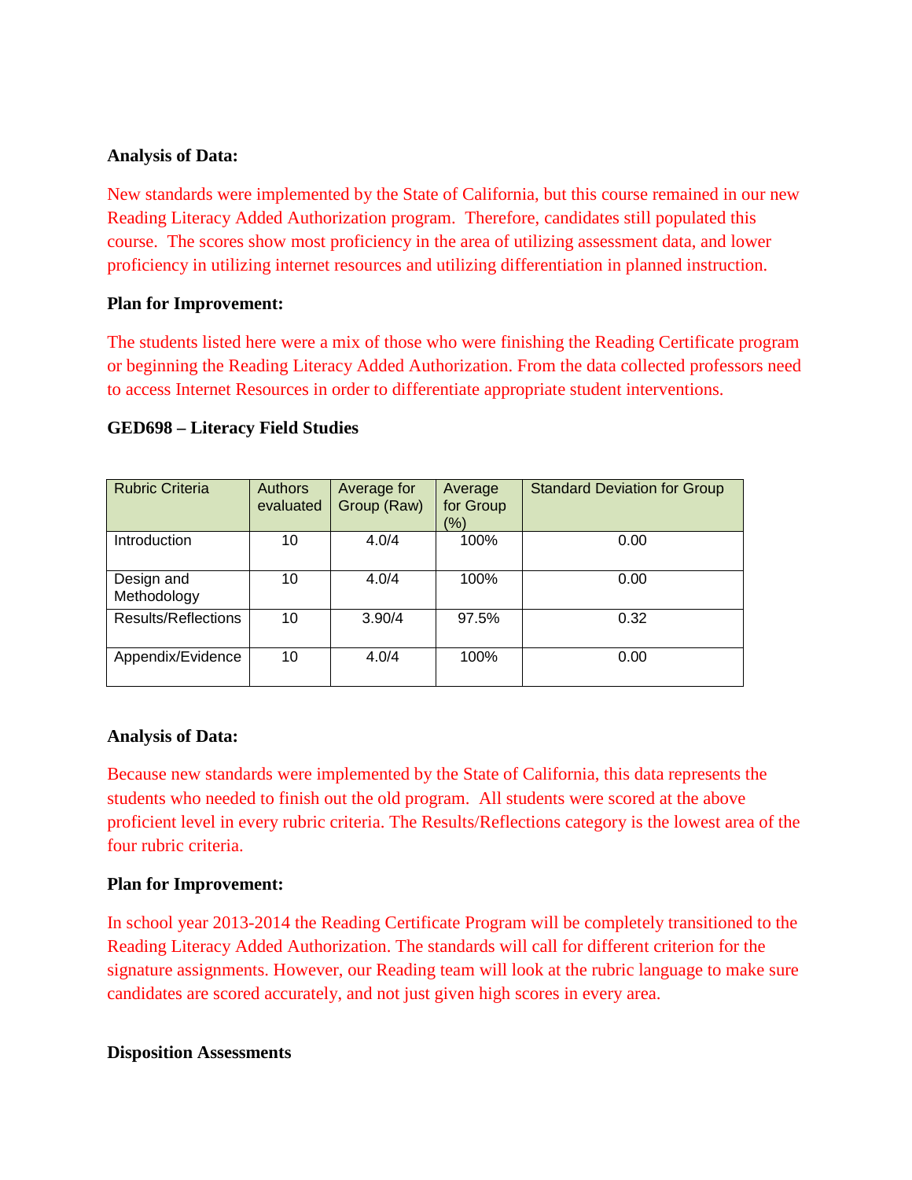**Analysis of Data:**

New standards were implemented by the State of California, but this course remained in our new Reading Literacy Added Authorization program. Therefore, candidates still populated this course. The scores show most proficiency in the area of utilizing assessment data, and lower proficiency in utilizing internet resources and utilizing differentiation in planned instruction.

**Plan for Improvement:**

The students listed here were a mix of those who were finishing the Reading Certificate program or beginning the Reading Literacy Added Authorization. From the data collected professors need to access Internet Resources in order to differentiate appropriate student interventions.

**GED698 – Literacy Field Studies**

| Rubric Criteria | Authors evaluated | Average for Group (Raw) | Average for Group (%) | Standard Deviation for Group |
|---|---|---|---|---|
| Introduction | 10 | 4.0/4 | 100% | 0.00 |
| Design and Methodology | 10 | 4.0/4 | 100% | 0.00 |
| Results/Reflections | 10 | 3.90/4 | 97.5% | 0.32 |
| Appendix/Evidence | 10 | 4.0/4 | 100% | 0.00 |

**Analysis of Data:**

Because new standards were implemented by the State of California, this data represents the students who needed to finish out the old program. All students were scored at the above proficient level in every rubric criteria. The Results/Reflections category is the lowest area of the four rubric criteria.

**Plan for Improvement:**

In school year 2013-2014 the Reading Certificate Program will be completely transitioned to the Reading Literacy Added Authorization. The standards will call for different criterion for the signature assignments. However, our Reading team will look at the rubric language to make sure candidates are scored accurately, and not just given high scores in every area.

**Disposition Assessments**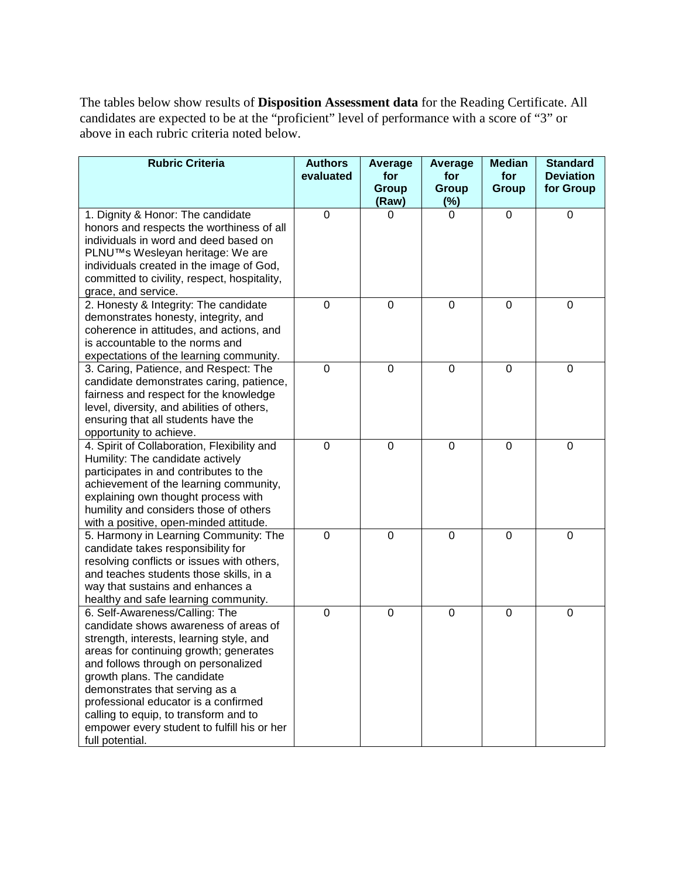The tables below show results of **Disposition Assessment data** for the Reading Certificate. All candidates are expected to be at the "proficient" level of performance with a score of "3" or above in each rubric criteria noted below.

| Rubric Criteria | Authors evaluated | Average for Group (Raw) | Average for Group (%) | Median for Group | Standard Deviation for Group |
|---|---|---|---|---|---|
| 1. Dignity & Honor: The candidate honors and respects the worthiness of all individuals in word and deed based on PLNU™s Wesleyan heritage: We are individuals created in the image of God, committed to civility, respect, hospitality, grace, and service. | 0 | 0 | 0 | 0 | 0 |
| 2. Honesty & Integrity: The candidate demonstrates honesty, integrity, and coherence in attitudes, and actions, and is accountable to the norms and expectations of the learning community. | 0 | 0 | 0 | 0 | 0 |
| 3. Caring, Patience, and Respect: The candidate demonstrates caring, patience, fairness and respect for the knowledge level, diversity, and abilities of others, ensuring that all students have the opportunity to achieve. | 0 | 0 | 0 | 0 | 0 |
| 4. Spirit of Collaboration, Flexibility and Humility: The candidate actively participates in and contributes to the achievement of the learning community, explaining own thought process with humility and considers those of others with a positive, open-minded attitude. | 0 | 0 | 0 | 0 | 0 |
| 5. Harmony in Learning Community: The candidate takes responsibility for resolving conflicts or issues with others, and teaches students those skills, in a way that sustains and enhances a healthy and safe learning community. | 0 | 0 | 0 | 0 | 0 |
| 6. Self-Awareness/Calling: The candidate shows awareness of areas of strength, interests, learning style, and areas for continuing growth; generates and follows through on personalized growth plans. The candidate demonstrates that serving as a professional educator is a confirmed calling to equip, to transform and to empower every student to fulfill his or her full potential. | 0 | 0 | 0 | 0 | 0 |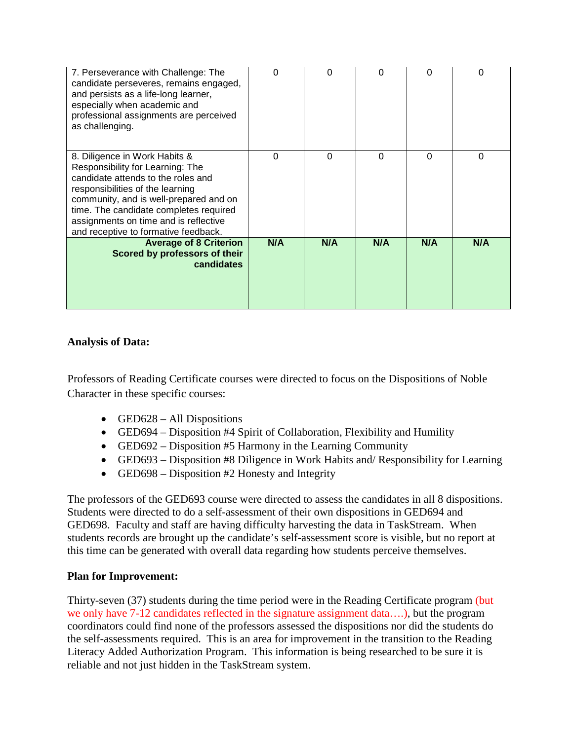| | | | | | |
|---|---|---|---|---|---|
| 7. Perseverance with Challenge: The candidate perseveres, remains engaged, and persists as a life-long learner, especially when academic and professional assignments are perceived as challenging. | 0 | 0 | 0 | 0 | 0 |
| 8. Diligence in Work Habits & Responsibility for Learning: The candidate attends to the roles and responsibilities of the learning community, and is well-prepared and on time. The candidate completes required assignments on time and is reflective and receptive to formative feedback. | 0 | 0 | 0 | 0 | 0 |
| **Average of 8 Criterion Scored by professors of their candidates** | **N/A** | **N/A** | **N/A** | **N/A** | **N/A** |

**Analysis of Data:**

Professors of Reading Certificate courses were directed to focus on the Dispositions of Noble Character in these specific courses:

- GED628 – All Dispositions
- GED694 – Disposition #4 Spirit of Collaboration, Flexibility and Humility
- GED692 – Disposition #5 Harmony in the Learning Community
- GED693 – Disposition #8 Diligence in Work Habits and/ Responsibility for Learning
- GED698 – Disposition #2 Honesty and Integrity

The professors of the GED693 course were directed to assess the candidates in all 8 dispositions. Students were directed to do a self-assessment of their own dispositions in GED694 and GED698. Faculty and staff are having difficulty harvesting the data in TaskStream. When students records are brought up the candidate's self-assessment score is visible, but no report at this time can be generated with overall data regarding how students perceive themselves.

**Plan for Improvement:**

Thirty-seven (37) students during the time period were in the Reading Certificate program (but we only have 7-12 candidates reflected in the signature assignment data….), but the program coordinators could find none of the professors assessed the dispositions nor did the students do the self-assessments required. This is an area for improvement in the transition to the Reading Literacy Added Authorization Program. This information is being researched to be sure it is reliable and not just hidden in the TaskStream system.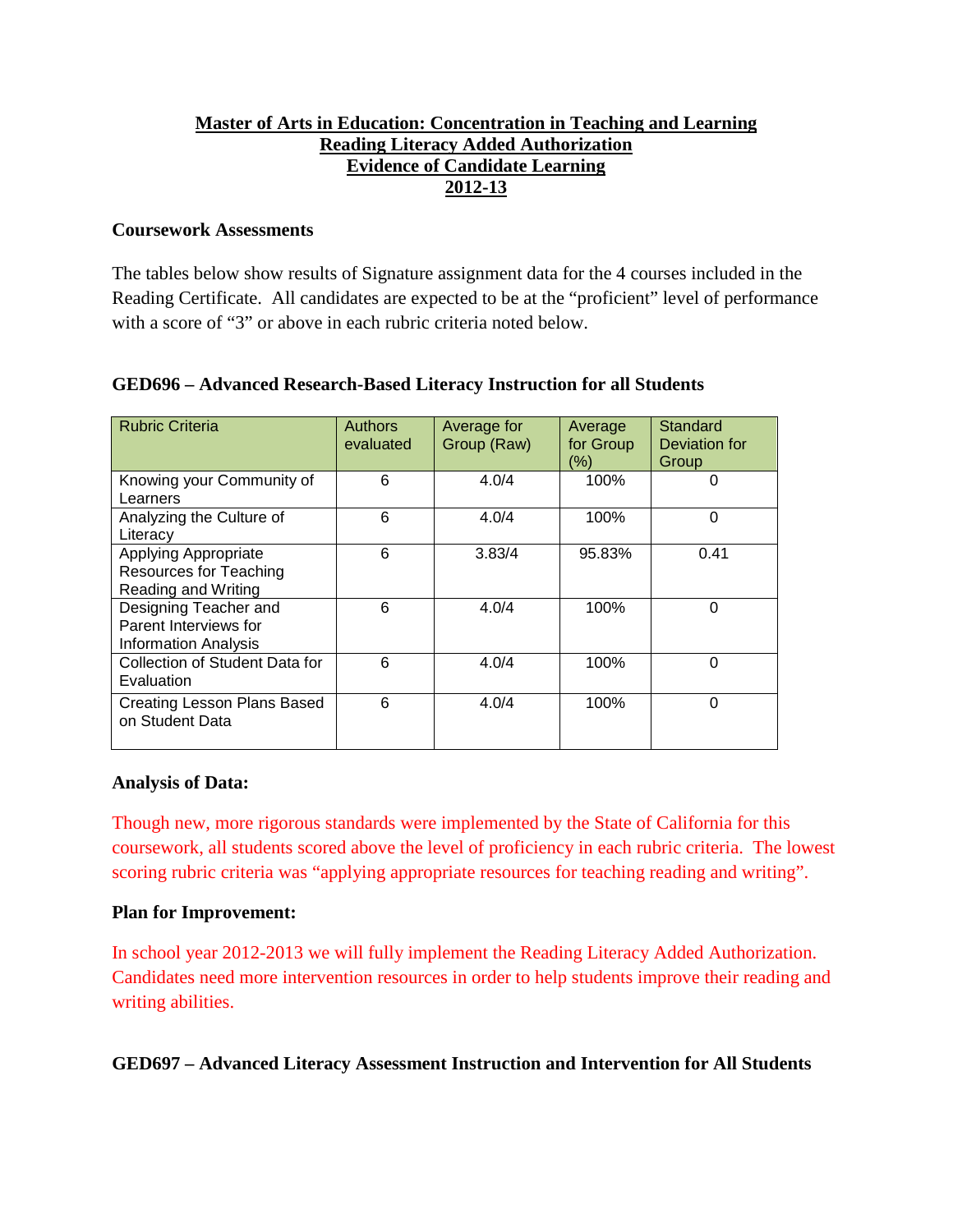**Master of Arts in Education: Concentration in Teaching and Learning**
**Reading Literacy Added Authorization**
**Evidence of Candidate Learning**
**2012-13**

### Coursework Assessments

The tables below show results of Signature assignment data for the 4 courses included in the Reading Certificate. All candidates are expected to be at the "proficient" level of performance with a score of "3" or above in each rubric criteria noted below.

### GED696 – Advanced Research-Based Literacy Instruction for all Students

| Rubric Criteria | Authors evaluated | Average for Group (Raw) | Average for Group (%) | Standard Deviation for Group |
|---|---|---|---|---|
| Knowing your Community of Learners | 6 | 4.0/4 | 100% | 0 |
| Analyzing the Culture of Literacy | 6 | 4.0/4 | 100% | 0 |
| Applying Appropriate Resources for Teaching Reading and Writing | 6 | 3.83/4 | 95.83% | 0.41 |
| Designing Teacher and Parent Interviews for Information Analysis | 6 | 4.0/4 | 100% | 0 |
| Collection of Student Data for Evaluation | 6 | 4.0/4 | 100% | 0 |
| Creating Lesson Plans Based on Student Data | 6 | 4.0/4 | 100% | 0 |

**Analysis of Data:**

Though new, more rigorous standards were implemented by the State of California for this coursework, all students scored above the level of proficiency in each rubric criteria. The lowest scoring rubric criteria was "applying appropriate resources for teaching reading and writing".

**Plan for Improvement:**

In school year 2012-2013 we will fully implement the Reading Literacy Added Authorization. Candidates need more intervention resources in order to help students improve their reading and writing abilities.

### GED697 – Advanced Literacy Assessment Instruction and Intervention for All Students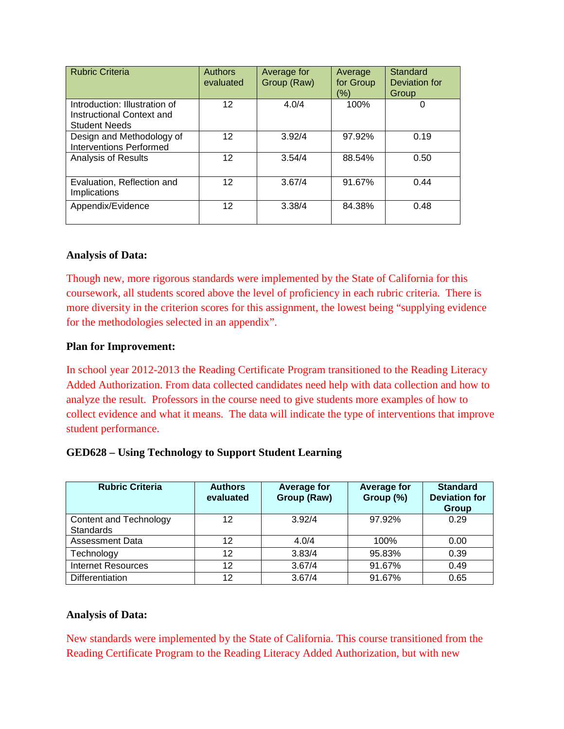| Rubric Criteria | Authors evaluated | Average for Group (Raw) | Average for Group (%) | Standard Deviation for Group |
|---|---|---|---|---|
| Introduction: Illustration of Instructional Context and Student Needs | 12 | 4.0/4 | 100% | 0 |
| Design and Methodology of Interventions Performed | 12 | 3.92/4 | 97.92% | 0.19 |
| Analysis of Results | 12 | 3.54/4 | 88.54% | 0.50 |
| Evaluation, Reflection and Implications | 12 | 3.67/4 | 91.67% | 0.44 |
| Appendix/Evidence | 12 | 3.38/4 | 84.38% | 0.48 |

**Analysis of Data:**

Though new, more rigorous standards were implemented by the State of California for this coursework, all students scored above the level of proficiency in each rubric criteria. There is more diversity in the criterion scores for this assignment, the lowest being "supplying evidence for the methodologies selected in an appendix".

**Plan for Improvement:**

In school year 2012-2013 the Reading Certificate Program transitioned to the Reading Literacy Added Authorization. From data collected candidates need help with data collection and how to analyze the result. Professors in the course need to give students more examples of how to collect evidence and what it means. The data will indicate the type of interventions that improve student performance.

**GED628 – Using Technology to Support Student Learning**

| Rubric Criteria | Authors evaluated | Average for Group (Raw) | Average for Group (%) | Standard Deviation for Group |
|---|---|---|---|---|
| Content and Technology Standards | 12 | 3.92/4 | 97.92% | 0.29 |
| Assessment Data | 12 | 4.0/4 | 100% | 0.00 |
| Technology | 12 | 3.83/4 | 95.83% | 0.39 |
| Internet Resources | 12 | 3.67/4 | 91.67% | 0.49 |
| Differentiation | 12 | 3.67/4 | 91.67% | 0.65 |

**Analysis of Data:**

New standards were implemented by the State of California. This course transitioned from the Reading Certificate Program to the Reading Literacy Added Authorization, but with new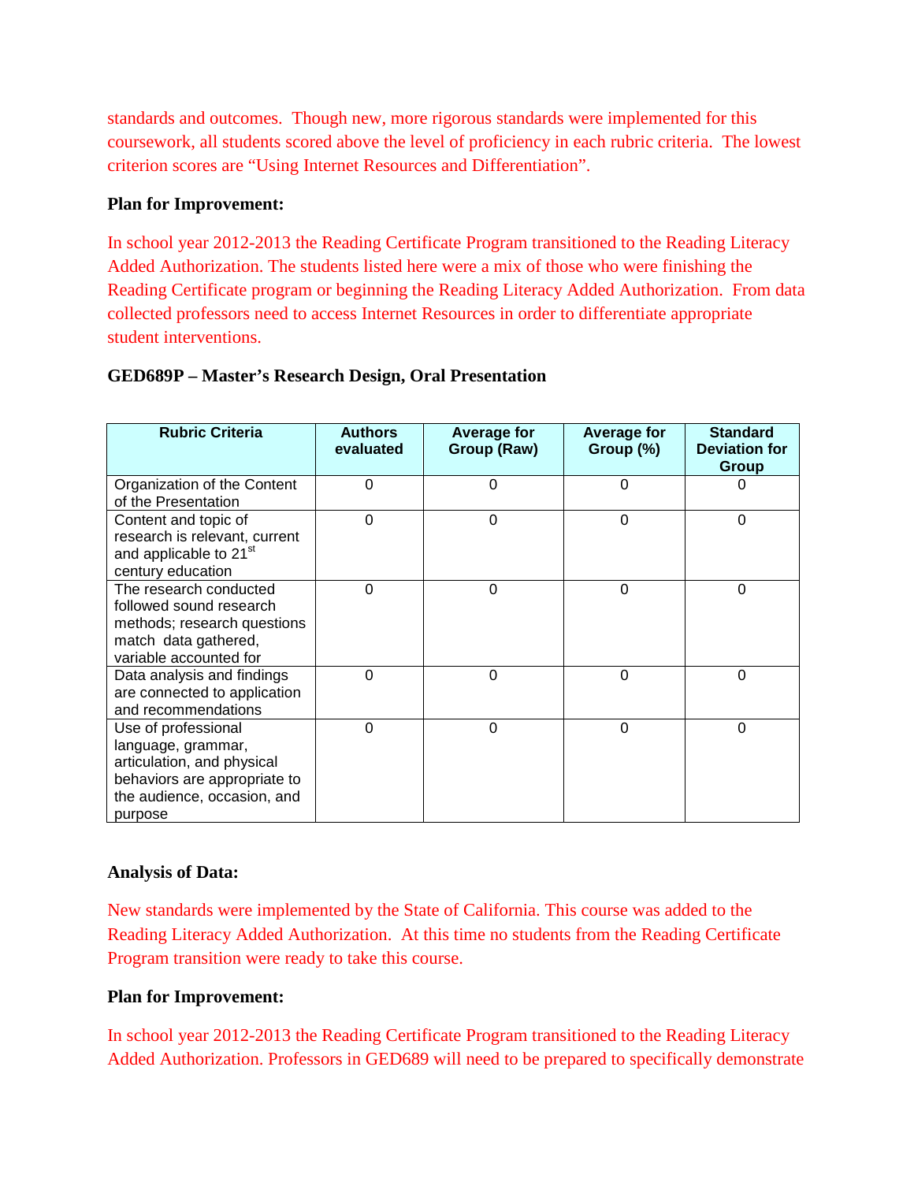standards and outcomes. Though new, more rigorous standards were implemented for this coursework, all students scored above the level of proficiency in each rubric criteria. The lowest criterion scores are "Using Internet Resources and Differentiation".

**Plan for Improvement:**

In school year 2012-2013 the Reading Certificate Program transitioned to the Reading Literacy Added Authorization. The students listed here were a mix of those who were finishing the Reading Certificate program or beginning the Reading Literacy Added Authorization. From data collected professors need to access Internet Resources in order to differentiate appropriate student interventions.

**GED689P – Master's Research Design, Oral Presentation**

| Rubric Criteria | Authors evaluated | Average for Group (Raw) | Average for Group (%) | Standard Deviation for Group |
|---|---|---|---|---|
| Organization of the Content of the Presentation | 0 | 0 | 0 | 0 |
| Content and topic of research is relevant, current and applicable to 21st century education | 0 | 0 | 0 | 0 |
| The research conducted followed sound research methods; research questions match data gathered, variable accounted for | 0 | 0 | 0 | 0 |
| Data analysis and findings are connected to application and recommendations | 0 | 0 | 0 | 0 |
| Use of professional language, grammar, articulation, and physical behaviors are appropriate to the audience, occasion, and purpose | 0 | 0 | 0 | 0 |

**Analysis of Data:**

New standards were implemented by the State of California. This course was added to the Reading Literacy Added Authorization. At this time no students from the Reading Certificate Program transition were ready to take this course.

**Plan for Improvement:**

In school year 2012-2013 the Reading Certificate Program transitioned to the Reading Literacy Added Authorization. Professors in GED689 will need to be prepared to specifically demonstrate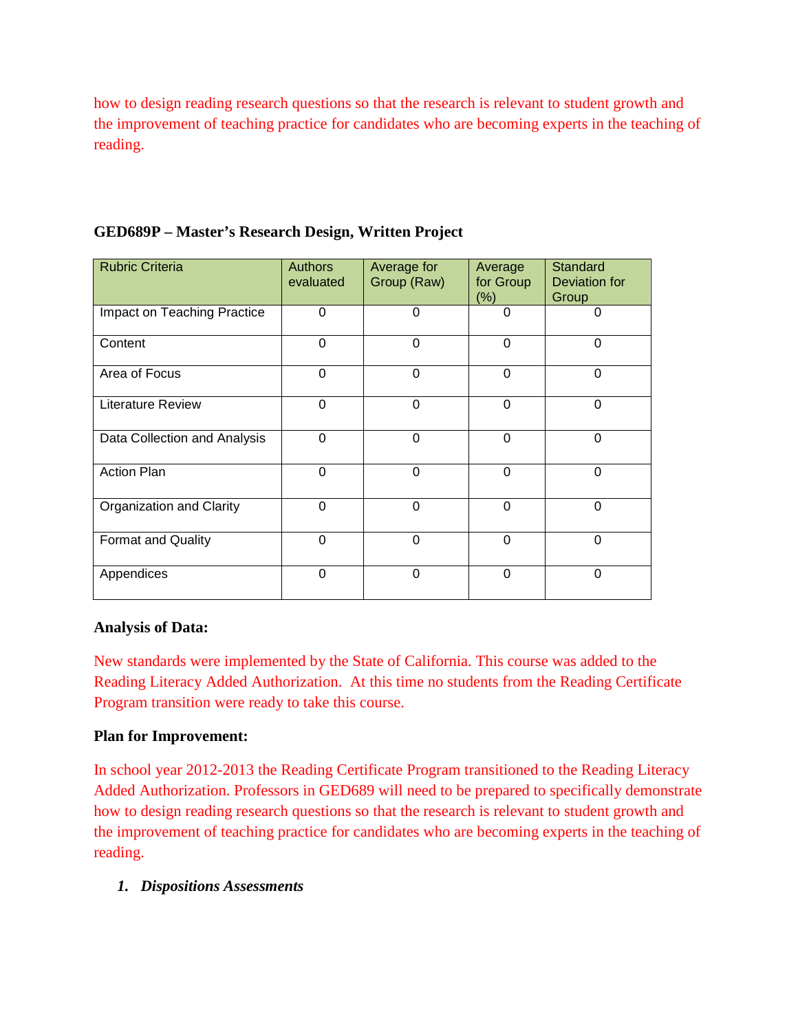how to design reading research questions so that the research is relevant to student growth and the improvement of teaching practice for candidates who are becoming experts in the teaching of reading.

**GED689P – Master's Research Design, Written Project**

| Rubric Criteria | Authors evaluated | Average for Group (Raw) | Average for Group (%) | Standard Deviation for Group |
|---|---|---|---|---|
| Impact on Teaching Practice | 0 | 0 | 0 | 0 |
| Content | 0 | 0 | 0 | 0 |
| Area of Focus | 0 | 0 | 0 | 0 |
| Literature Review | 0 | 0 | 0 | 0 |
| Data Collection and Analysis | 0 | 0 | 0 | 0 |
| Action Plan | 0 | 0 | 0 | 0 |
| Organization and Clarity | 0 | 0 | 0 | 0 |
| Format and Quality | 0 | 0 | 0 | 0 |
| Appendices | 0 | 0 | 0 | 0 |

**Analysis of Data:**

New standards were implemented by the State of California. This course was added to the Reading Literacy Added Authorization. At this time no students from the Reading Certificate Program transition were ready to take this course.

**Plan for Improvement:**

In school year 2012-2013 the Reading Certificate Program transitioned to the Reading Literacy Added Authorization. Professors in GED689 will need to be prepared to specifically demonstrate how to design reading research questions so that the research is relevant to student growth and the improvement of teaching practice for candidates who are becoming experts in the teaching of reading.

1. ***Dispositions Assessments***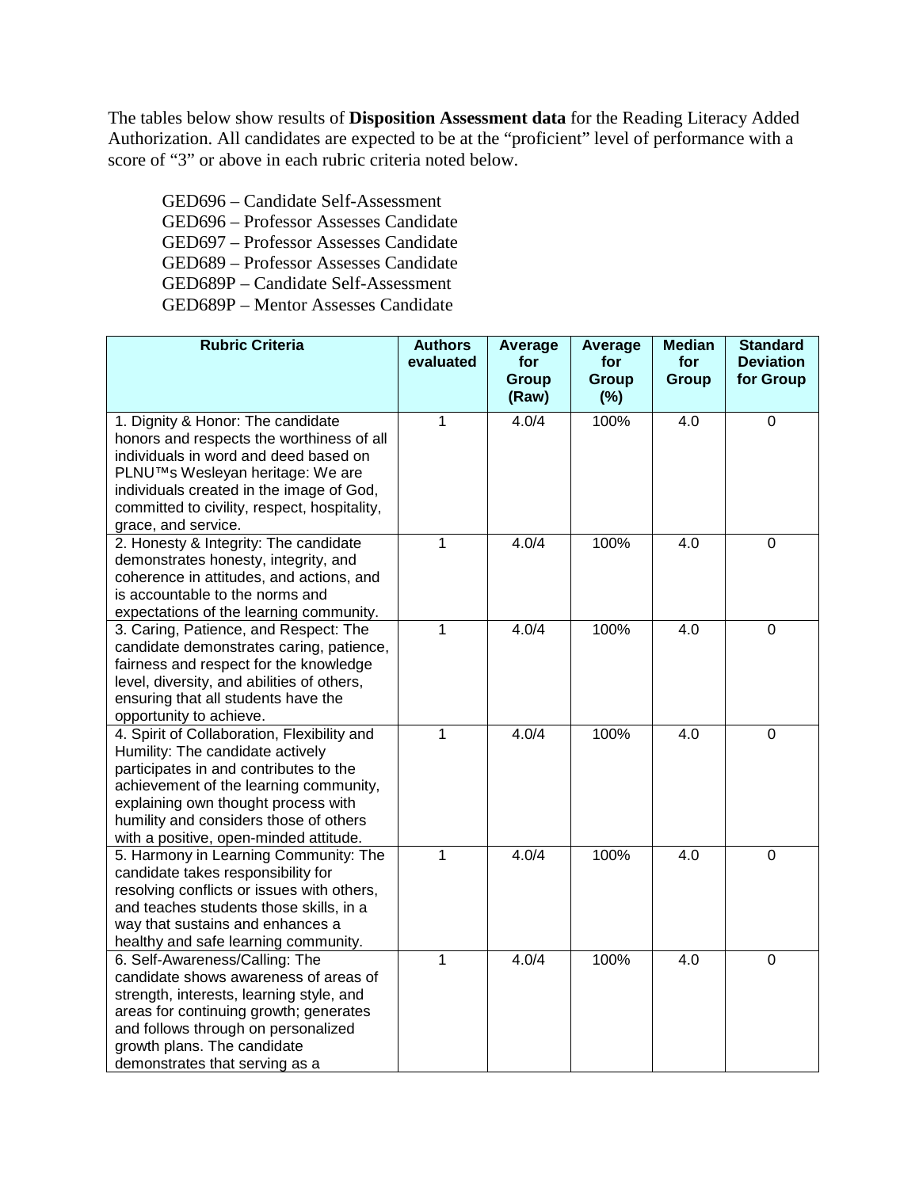The tables below show results of **Disposition Assessment data** for the Reading Literacy Added Authorization. All candidates are expected to be at the "proficient" level of performance with a score of "3" or above in each rubric criteria noted below.

GED696 – Candidate Self-Assessment
GED696 – Professor Assesses Candidate
GED697 – Professor Assesses Candidate
GED689 – Professor Assesses Candidate
GED689P – Candidate Self-Assessment
GED689P – Mentor Assesses Candidate

| Rubric Criteria | Authors evaluated | Average for Group (Raw) | Average for Group (%) | Median for Group | Standard Deviation for Group |
|---|---|---|---|---|---|
| 1. Dignity & Honor: The candidate honors and respects the worthiness of all individuals in word and deed based on PLNU™s Wesleyan heritage: We are individuals created in the image of God, committed to civility, respect, hospitality, grace, and service. | 1 | 4.0/4 | 100% | 4.0 | 0 |
| 2. Honesty & Integrity: The candidate demonstrates honesty, integrity, and coherence in attitudes, and actions, and is accountable to the norms and expectations of the learning community. | 1 | 4.0/4 | 100% | 4.0 | 0 |
| 3. Caring, Patience, and Respect: The candidate demonstrates caring, patience, fairness and respect for the knowledge level, diversity, and abilities of others, ensuring that all students have the opportunity to achieve. | 1 | 4.0/4 | 100% | 4.0 | 0 |
| 4. Spirit of Collaboration, Flexibility and Humility: The candidate actively participates in and contributes to the achievement of the learning community, explaining own thought process with humility and considers those of others with a positive, open-minded attitude. | 1 | 4.0/4 | 100% | 4.0 | 0 |
| 5. Harmony in Learning Community: The candidate takes responsibility for resolving conflicts or issues with others, and teaches students those skills, in a way that sustains and enhances a healthy and safe learning community. | 1 | 4.0/4 | 100% | 4.0 | 0 |
| 6. Self-Awareness/Calling: The candidate shows awareness of areas of strength, interests, learning style, and areas for continuing growth; generates and follows through on personalized growth plans. The candidate demonstrates that serving as a | 1 | 4.0/4 | 100% | 4.0 | 0 |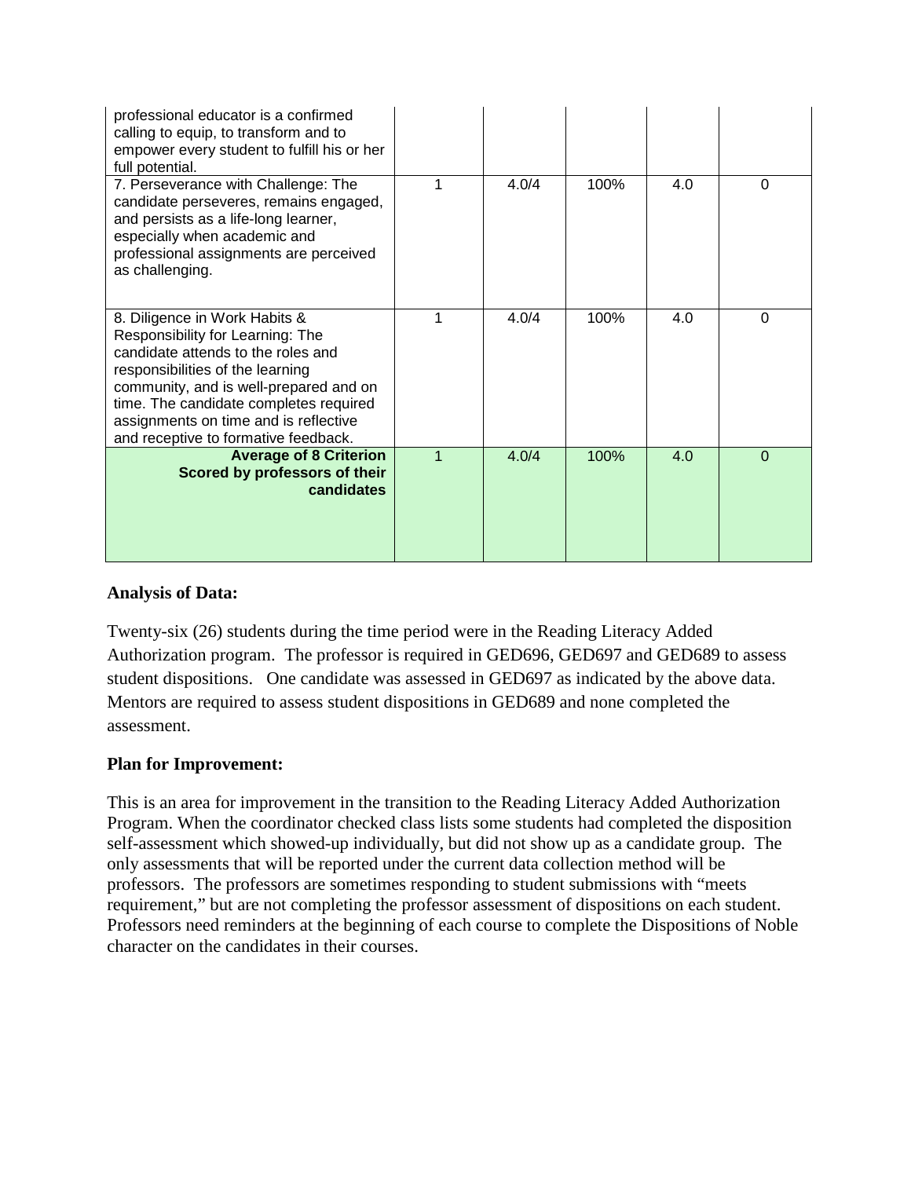| | | | | | |
|---|---|---|---|---|---|
| professional educator is a confirmed calling to equip, to transform and to empower every student to fulfill his or her full potential. | | | | | |
| 7. Perseverance with Challenge: The candidate perseveres, remains engaged, and persists as a life-long learner, especially when academic and professional assignments are perceived as challenging. | 1 | 4.0/4 | 100% | 4.0 | 0 |
| 8. Diligence in Work Habits & Responsibility for Learning: The candidate attends to the roles and responsibilities of the learning community, and is well-prepared and on time. The candidate completes required assignments on time and is reflective and receptive to formative feedback. | 1 | 4.0/4 | 100% | 4.0 | 0 |
| **Average of 8 Criterion Scored by professors of their candidates** | 1 | 4.0/4 | 100% | 4.0 | 0 |

**Analysis of Data:**

Twenty-six (26) students during the time period were in the Reading Literacy Added Authorization program. The professor is required in GED696, GED697 and GED689 to assess student dispositions. One candidate was assessed in GED697 as indicated by the above data. Mentors are required to assess student dispositions in GED689 and none completed the assessment.

**Plan for Improvement:**

This is an area for improvement in the transition to the Reading Literacy Added Authorization Program. When the coordinator checked class lists some students had completed the disposition self-assessment which showed-up individually, but did not show up as a candidate group. The only assessments that will be reported under the current data collection method will be professors. The professors are sometimes responding to student submissions with "meets requirement," but are not completing the professor assessment of dispositions on each student. Professors need reminders at the beginning of each course to complete the Dispositions of Noble character on the candidates in their courses.